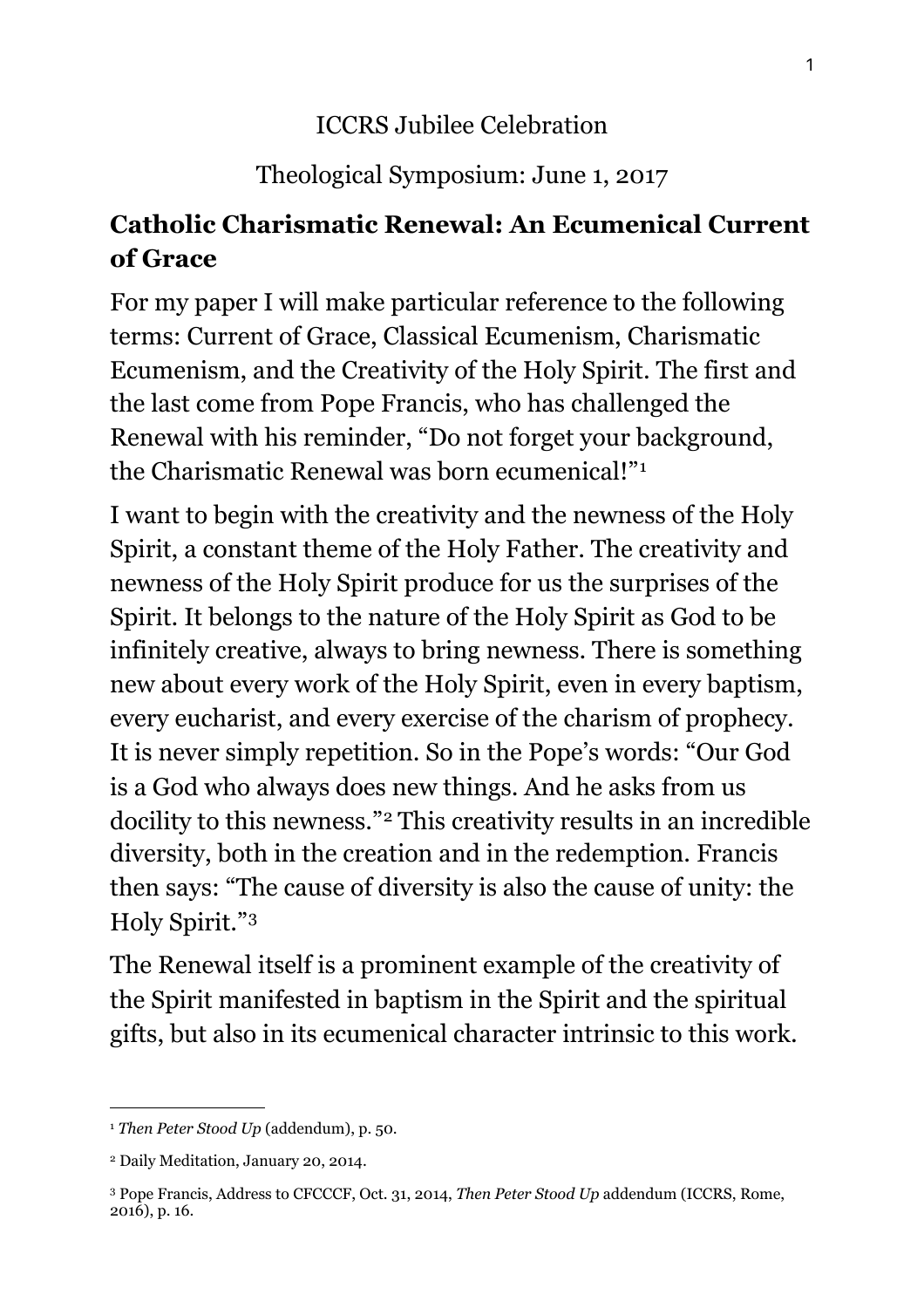ICCRS Jubilee Celebration

Theological Symposium: June 1, 2017

## Catholic Charismatic Renewal: An Ecumenical Current of Grace

For my paper I will make particular reference to the following terms: Current of Grace, Classical Ecumenism, Charismatic Ecumenism, and the Creativity of the Holy Spirit. The first and the last come from Pope Francis, who has challenged the Renewal with his reminder, "Do not forget your background, the Charismatic Renewal was born ecumenical!"[1]

I want to begin with the creativity and the newness of the Holy Spirit, a constant theme of the Holy Father. The creativity and newness of the Holy Spirit produce for us the surprises of the Spirit. It belongs to the nature of the Holy Spirit as God to be infinitely creative, always to bring newness. There is something new about every work of the Holy Spirit, even in every baptism, every eucharist, and every exercise of the charism of prophecy. It is never simply repetition. So in the Pope's words: "Our God is a God who always does new things. And he asks from us docility to this newness."[2] This creativity results in an incredible diversity, both in the creation and in the redemption. Francis then says: "The cause of diversity is also the cause of unity: the Holy Spirit."[3]

The Renewal itself is a prominent example of the creativity of the Spirit manifested in baptism in the Spirit and the spiritual gifts, but also in its ecumenical character intrinsic to this work.

---

[1] *Then Peter Stood Up* (addendum), p. 50.

[2] Daily Meditation, January 20, 2014.

[3] Pope Francis, Address to CFCCCF, Oct. 31, 2014, *Then Peter Stood Up* addendum (ICCRS, Rome, 2016), p. 16.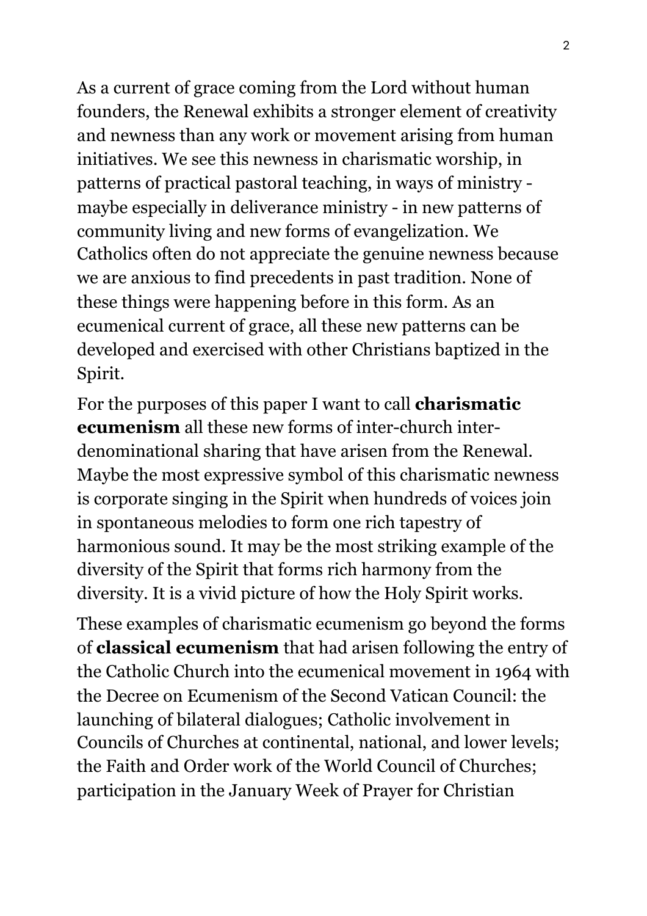As a current of grace coming from the Lord without human founders, the Renewal exhibits a stronger element of creativity and newness than any work or movement arising from human initiatives. We see this newness in charismatic worship, in patterns of practical pastoral teaching, in ways of ministry - maybe especially in deliverance ministry - in new patterns of community living and new forms of evangelization. We Catholics often do not appreciate the genuine newness because we are anxious to find precedents in past tradition. None of these things were happening before in this form. As an ecumenical current of grace, all these new patterns can be developed and exercised with other Christians baptized in the Spirit.

For the purposes of this paper I want to call **charismatic ecumenism** all these new forms of inter-church inter-denominational sharing that have arisen from the Renewal. Maybe the most expressive symbol of this charismatic newness is corporate singing in the Spirit when hundreds of voices join in spontaneous melodies to form one rich tapestry of harmonious sound. It may be the most striking example of the diversity of the Spirit that forms rich harmony from the diversity. It is a vivid picture of how the Holy Spirit works.

These examples of charismatic ecumenism go beyond the forms of **classical ecumenism** that had arisen following the entry of the Catholic Church into the ecumenical movement in 1964 with the Decree on Ecumenism of the Second Vatican Council: the launching of bilateral dialogues; Catholic involvement in Councils of Churches at continental, national, and lower levels; the Faith and Order work of the World Council of Churches; participation in the January Week of Prayer for Christian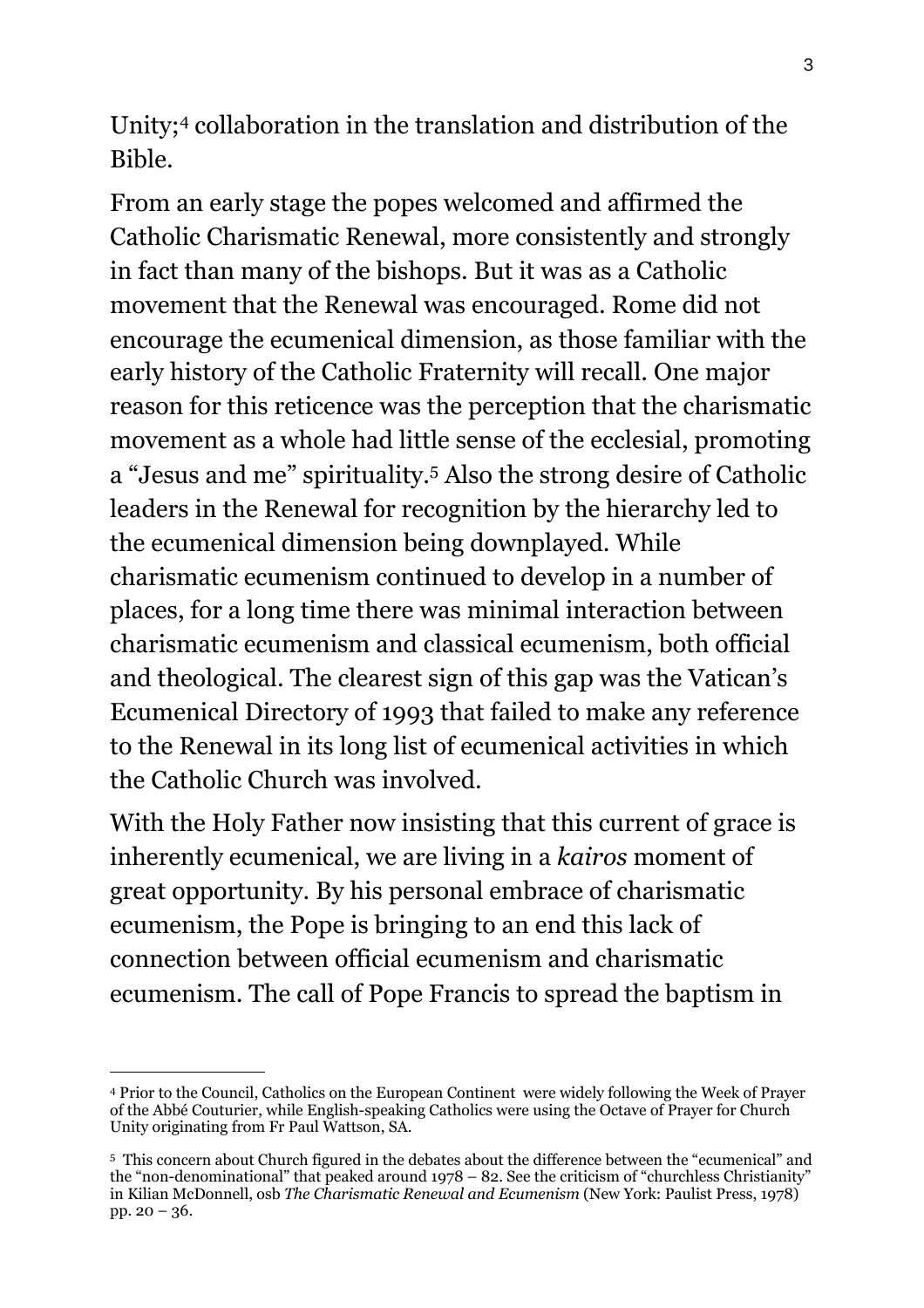Unity;[4] collaboration in the translation and distribution of the Bible.

From an early stage the popes welcomed and affirmed the Catholic Charismatic Renewal, more consistently and strongly in fact than many of the bishops. But it was as a Catholic movement that the Renewal was encouraged. Rome did not encourage the ecumenical dimension, as those familiar with the early history of the Catholic Fraternity will recall. One major reason for this reticence was the perception that the charismatic movement as a whole had little sense of the ecclesial, promoting a "Jesus and me" spirituality.[5] Also the strong desire of Catholic leaders in the Renewal for recognition by the hierarchy led to the ecumenical dimension being downplayed. While charismatic ecumenism continued to develop in a number of places, for a long time there was minimal interaction between charismatic ecumenism and classical ecumenism, both official and theological. The clearest sign of this gap was the Vatican's Ecumenical Directory of 1993 that failed to make any reference to the Renewal in its long list of ecumenical activities in which the Catholic Church was involved.

With the Holy Father now insisting that this current of grace is inherently ecumenical, we are living in a *kairos* moment of great opportunity. By his personal embrace of charismatic ecumenism, the Pope is bringing to an end this lack of connection between official ecumenism and charismatic ecumenism. The call of Pope Francis to spread the baptism in

---

[4] Prior to the Council, Catholics on the European Continent were widely following the Week of Prayer of the Abbé Couturier, while English-speaking Catholics were using the Octave of Prayer for Church Unity originating from Fr Paul Wattson, SA.

[5] This concern about Church figured in the debates about the difference between the "ecumenical" and the "non-denominational" that peaked around 1978 – 82. See the criticism of "churchless Christianity" in Kilian McDonnell, osb *The Charismatic Renewal and Ecumenism* (New York: Paulist Press, 1978) pp. 20 – 36.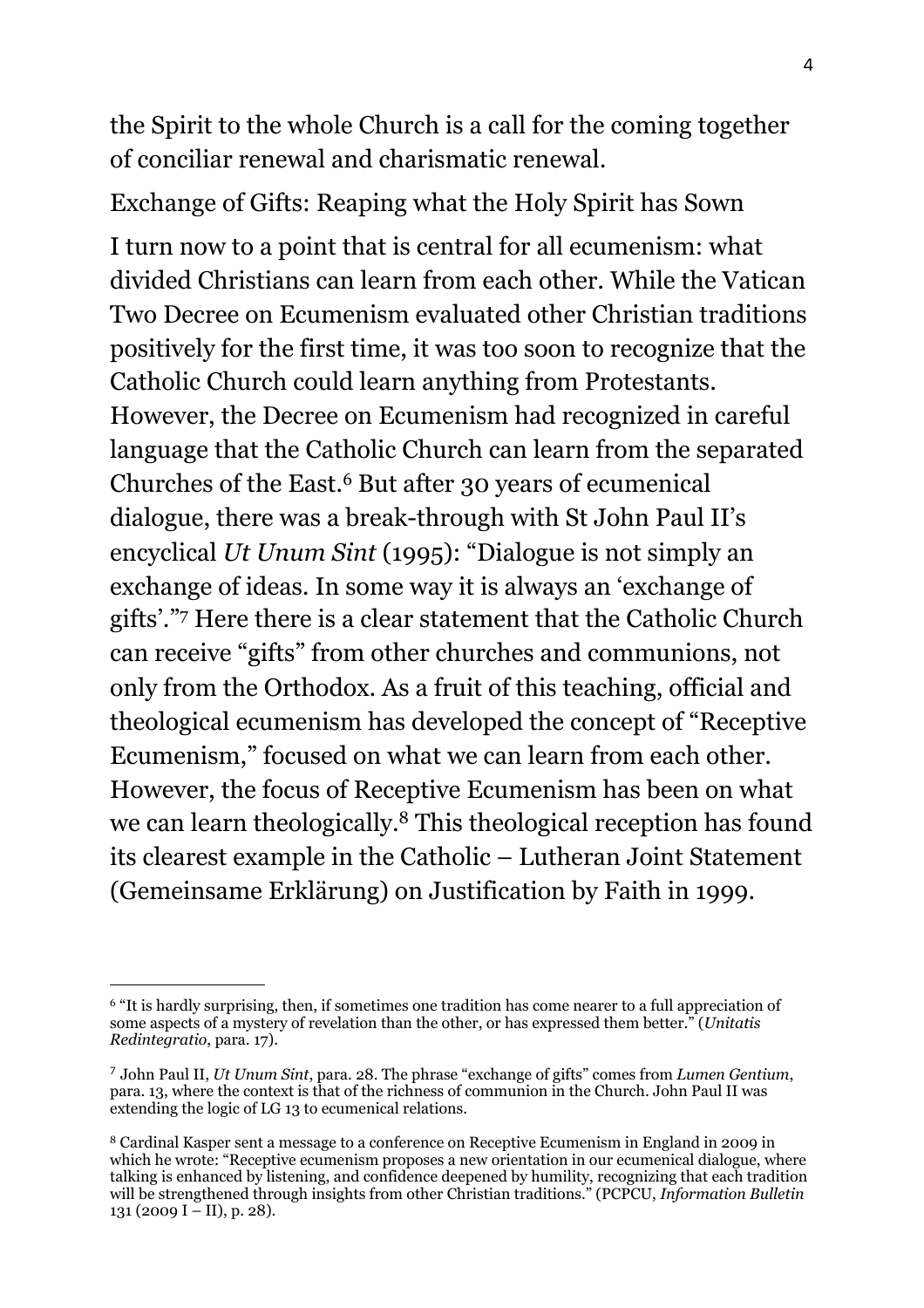the Spirit to the whole Church is a call for the coming together of conciliar renewal and charismatic renewal.

## Exchange of Gifts: Reaping what the Holy Spirit has Sown

I turn now to a point that is central for all ecumenism: what divided Christians can learn from each other. While the Vatican Two Decree on Ecumenism evaluated other Christian traditions positively for the first time, it was too soon to recognize that the Catholic Church could learn anything from Protestants. However, the Decree on Ecumenism had recognized in careful language that the Catholic Church can learn from the separated Churches of the East.[6] But after 30 years of ecumenical dialogue, there was a break-through with St John Paul II's encyclical *Ut Unum Sint* (1995): "Dialogue is not simply an exchange of ideas. In some way it is always an 'exchange of gifts'."[7] Here there is a clear statement that the Catholic Church can receive "gifts" from other churches and communions, not only from the Orthodox. As a fruit of this teaching, official and theological ecumenism has developed the concept of "Receptive Ecumenism," focused on what we can learn from each other. However, the focus of Receptive Ecumenism has been on what we can learn theologically.[8] This theological reception has found its clearest example in the Catholic – Lutheran Joint Statement (Gemeinsame Erklärung) on Justification by Faith in 1999.

---

[6] "It is hardly surprising, then, if sometimes one tradition has come nearer to a full appreciation of some aspects of a mystery of revelation than the other, or has expressed them better." (*Unitatis Redintegratio*, para. 17).

[7] John Paul II, *Ut Unum Sint*, para. 28. The phrase "exchange of gifts" comes from *Lumen Gentium*, para. 13, where the context is that of the richness of communion in the Church. John Paul II was extending the logic of LG 13 to ecumenical relations.

[8] Cardinal Kasper sent a message to a conference on Receptive Ecumenism in England in 2009 in which he wrote: "Receptive ecumenism proposes a new orientation in our ecumenical dialogue, where talking is enhanced by listening, and confidence deepened by humility, recognizing that each tradition will be strengthened through insights from other Christian traditions." (PCPCU, *Information Bulletin* 131 (2009 I – II), p. 28).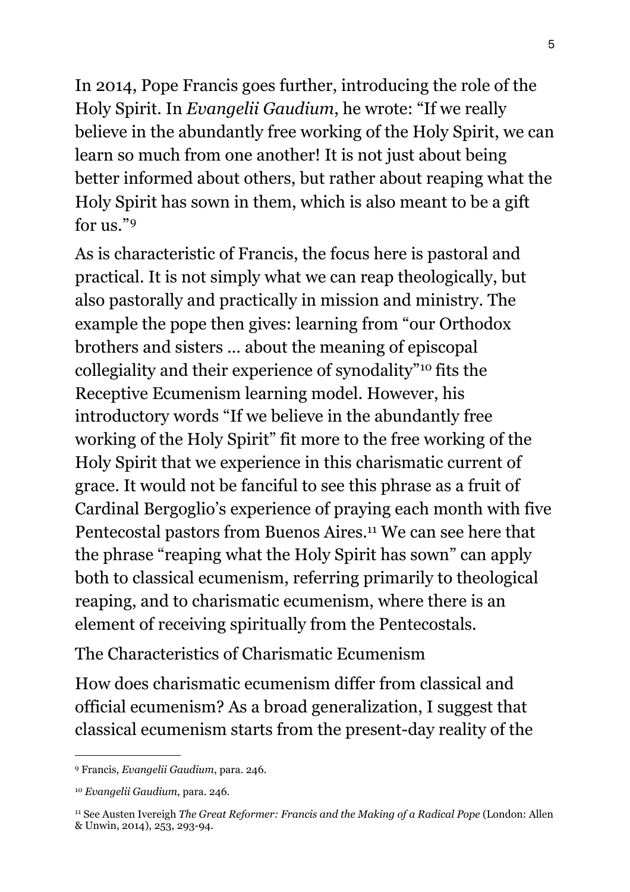In 2014, Pope Francis goes further, introducing the role of the Holy Spirit. In *Evangelii Gaudium*, he wrote: "If we really believe in the abundantly free working of the Holy Spirit, we can learn so much from one another! It is not just about being better informed about others, but rather about reaping what the Holy Spirit has sown in them, which is also meant to be a gift for us."[9]

As is characteristic of Francis, the focus here is pastoral and practical. It is not simply what we can reap theologically, but also pastorally and practically in mission and ministry. The example the pope then gives: learning from "our Orthodox brothers and sisters … about the meaning of episcopal collegiality and their experience of synodality"[10] fits the Receptive Ecumenism learning model. However, his introductory words "If we believe in the abundantly free working of the Holy Spirit" fit more to the free working of the Holy Spirit that we experience in this charismatic current of grace. It would not be fanciful to see this phrase as a fruit of Cardinal Bergoglio's experience of praying each month with five Pentecostal pastors from Buenos Aires.[11] We can see here that the phrase "reaping what the Holy Spirit has sown" can apply both to classical ecumenism, referring primarily to theological reaping, and to charismatic ecumenism, where there is an element of receiving spiritually from the Pentecostals.

## The Characteristics of Charismatic Ecumenism

How does charismatic ecumenism differ from classical and official ecumenism? As a broad generalization, I suggest that classical ecumenism starts from the present-day reality of the

---

[9] Francis, *Evangelii Gaudium*, para. 246.

[10] *Evangelii Gaudium*, para. 246.

[11] See Austen Ivereigh *The Great Reformer: Francis and the Making of a Radical Pope* (London: Allen & Unwin, 2014), 253, 293-94.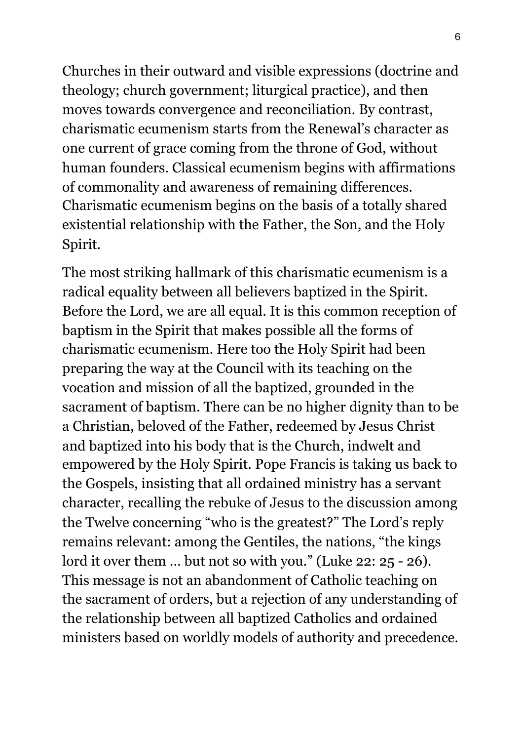Churches in their outward and visible expressions (doctrine and theology; church government; liturgical practice), and then moves towards convergence and reconciliation. By contrast, charismatic ecumenism starts from the Renewal's character as one current of grace coming from the throne of God, without human founders. Classical ecumenism begins with affirmations of commonality and awareness of remaining differences. Charismatic ecumenism begins on the basis of a totally shared existential relationship with the Father, the Son, and the Holy Spirit.

The most striking hallmark of this charismatic ecumenism is a radical equality between all believers baptized in the Spirit. Before the Lord, we are all equal. It is this common reception of baptism in the Spirit that makes possible all the forms of charismatic ecumenism. Here too the Holy Spirit had been preparing the way at the Council with its teaching on the vocation and mission of all the baptized, grounded in the sacrament of baptism. There can be no higher dignity than to be a Christian, beloved of the Father, redeemed by Jesus Christ and baptized into his body that is the Church, indwelt and empowered by the Holy Spirit. Pope Francis is taking us back to the Gospels, insisting that all ordained ministry has a servant character, recalling the rebuke of Jesus to the discussion among the Twelve concerning "who is the greatest?" The Lord's reply remains relevant: among the Gentiles, the nations, "the kings lord it over them … but not so with you." (Luke 22: 25 - 26). This message is not an abandonment of Catholic teaching on the sacrament of orders, but a rejection of any understanding of the relationship between all baptized Catholics and ordained ministers based on worldly models of authority and precedence.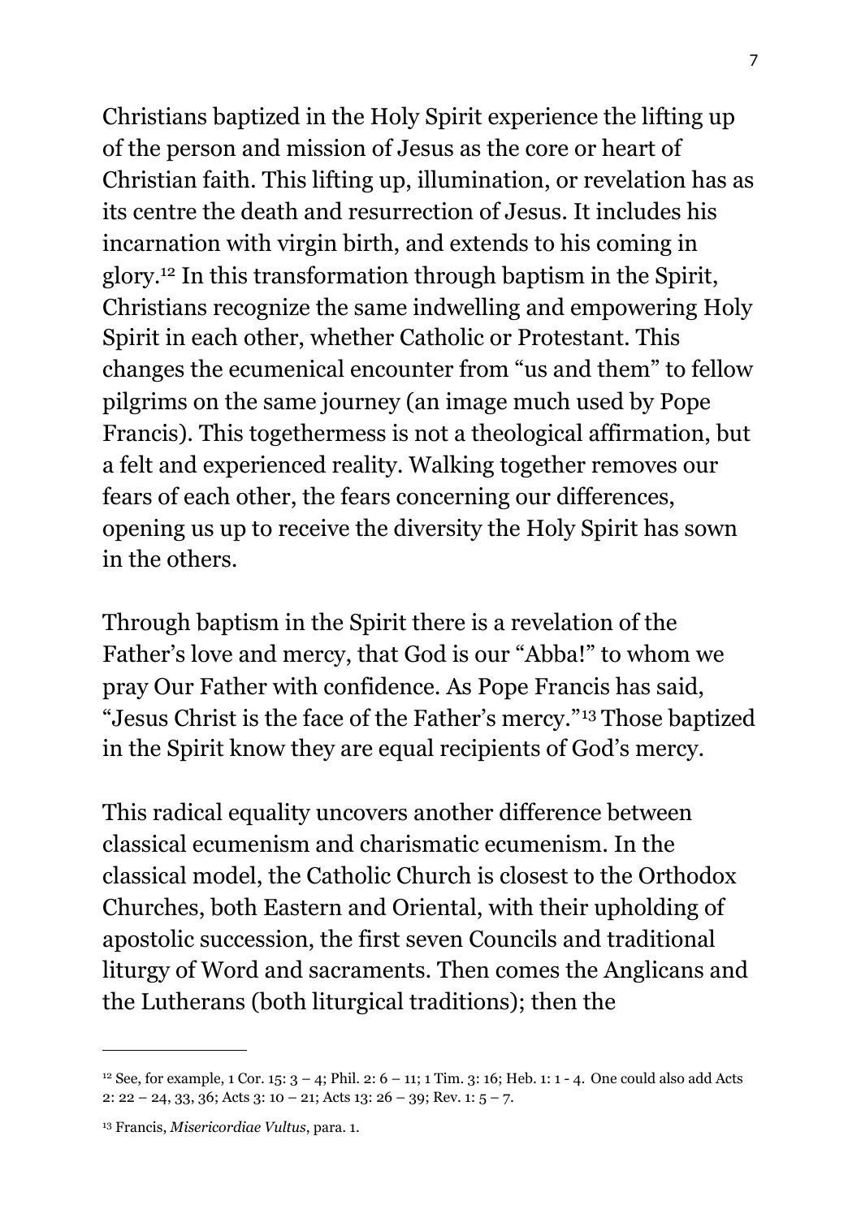Christians baptized in the Holy Spirit experience the lifting up of the person and mission of Jesus as the core or heart of Christian faith. This lifting up, illumination, or revelation has as its centre the death and resurrection of Jesus. It includes his incarnation with virgin birth, and extends to his coming in glory.[12] In this transformation through baptism in the Spirit, Christians recognize the same indwelling and empowering Holy Spirit in each other, whether Catholic or Protestant. This changes the ecumenical encounter from "us and them" to fellow pilgrims on the same journey (an image much used by Pope Francis). This togethermess is not a theological affirmation, but a felt and experienced reality. Walking together removes our fears of each other, the fears concerning our differences, opening us up to receive the diversity the Holy Spirit has sown in the others.

Through baptism in the Spirit there is a revelation of the Father's love and mercy, that God is our "Abba!" to whom we pray Our Father with confidence. As Pope Francis has said, "Jesus Christ is the face of the Father's mercy."[13] Those baptized in the Spirit know they are equal recipients of God's mercy.

This radical equality uncovers another difference between classical ecumenism and charismatic ecumenism. In the classical model, the Catholic Church is closest to the Orthodox Churches, both Eastern and Oriental, with their upholding of apostolic succession, the first seven Councils and traditional liturgy of Word and sacraments. Then comes the Anglicans and the Lutherans (both liturgical traditions); then the

---

[12] See, for example, 1 Cor. 15: 3 – 4; Phil. 2: 6 – 11; 1 Tim. 3: 16; Heb. 1: 1 - 4. One could also add Acts 2: 22 – 24, 33, 36; Acts 3: 10 – 21; Acts 13: 26 – 39; Rev. 1: 5 – 7.

[13] Francis, *Misericordiae Vultus*, para. 1.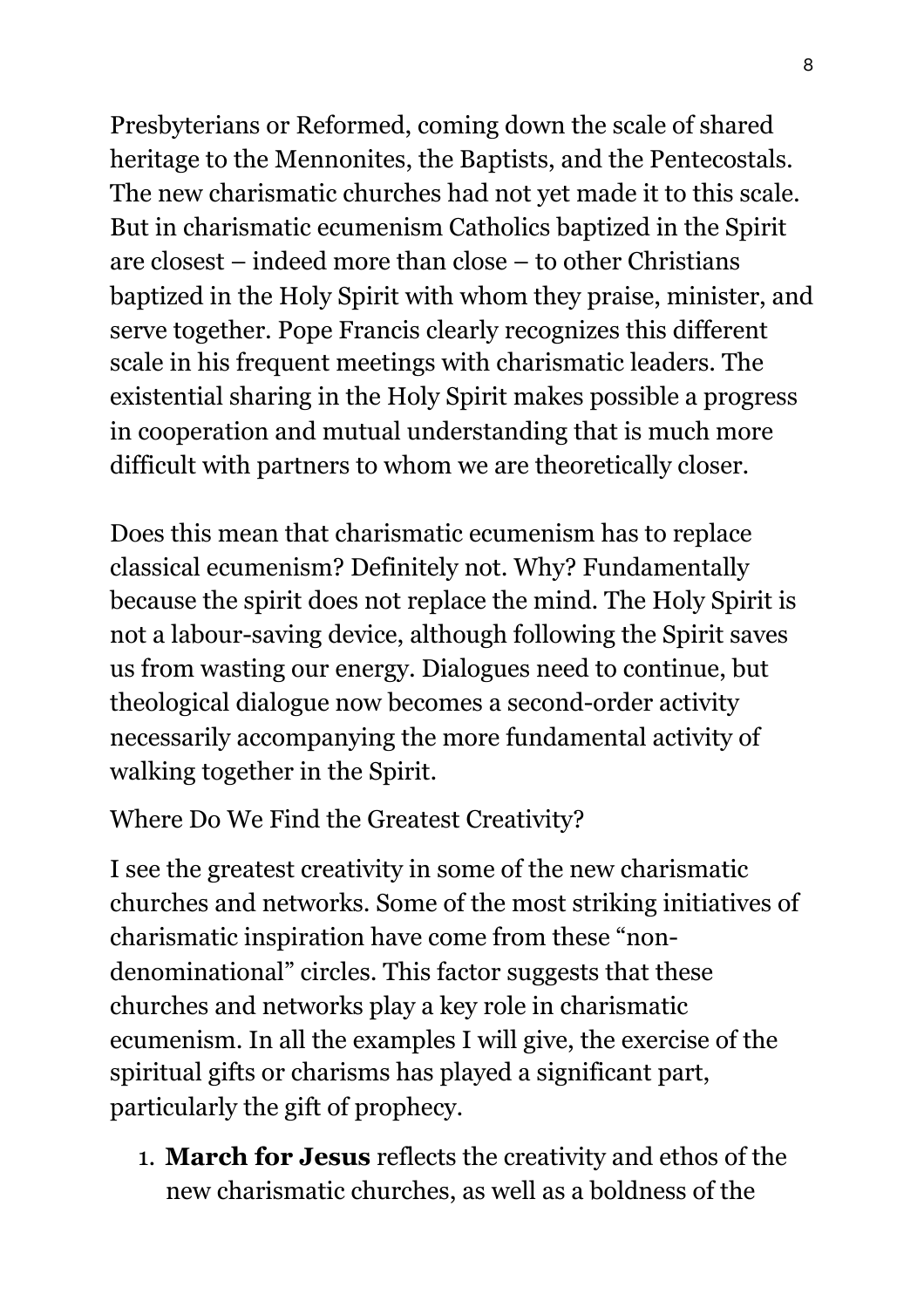Presbyterians or Reformed, coming down the scale of shared heritage to the Mennonites, the Baptists, and the Pentecostals. The new charismatic churches had not yet made it to this scale. But in charismatic ecumenism Catholics baptized in the Spirit are closest – indeed more than close – to other Christians baptized in the Holy Spirit with whom they praise, minister, and serve together. Pope Francis clearly recognizes this different scale in his frequent meetings with charismatic leaders. The existential sharing in the Holy Spirit makes possible a progress in cooperation and mutual understanding that is much more difficult with partners to whom we are theoretically closer.

Does this mean that charismatic ecumenism has to replace classical ecumenism? Definitely not. Why? Fundamentally because the spirit does not replace the mind. The Holy Spirit is not a labour-saving device, although following the Spirit saves us from wasting our energy. Dialogues need to continue, but theological dialogue now becomes a second-order activity necessarily accompanying the more fundamental activity of walking together in the Spirit.

## Where Do We Find the Greatest Creativity?

I see the greatest creativity in some of the new charismatic churches and networks. Some of the most striking initiatives of charismatic inspiration have come from these "non-denominational" circles. This factor suggests that these churches and networks play a key role in charismatic ecumenism. In all the examples I will give, the exercise of the spiritual gifts or charisms has played a significant part, particularly the gift of prophecy.

1. **March for Jesus** reflects the creativity and ethos of the new charismatic churches, as well as a boldness of the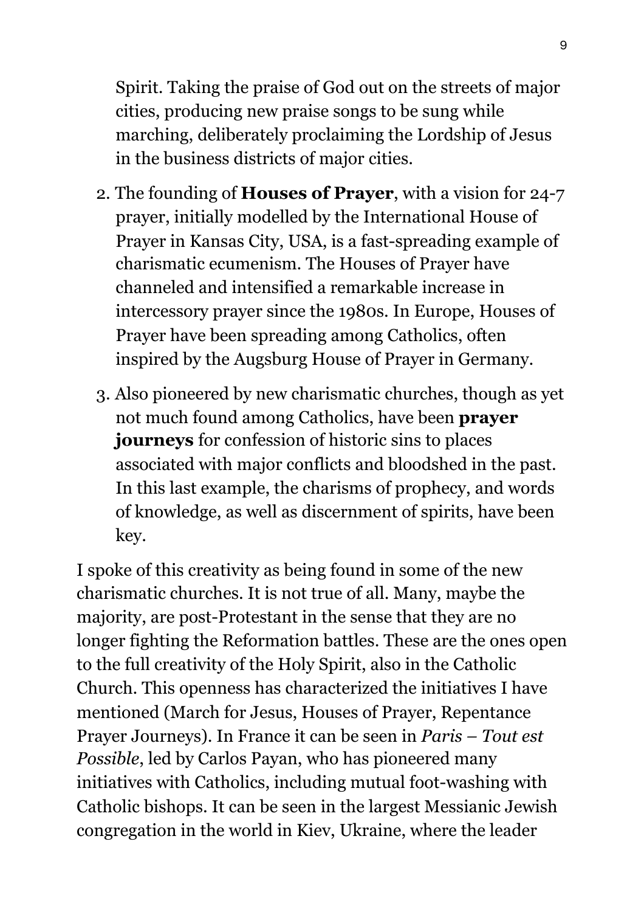Spirit. Taking the praise of God out on the streets of major cities, producing new praise songs to be sung while marching, deliberately proclaiming the Lordship of Jesus in the business districts of major cities.

2. The founding of **Houses of Prayer**, with a vision for 24-7 prayer, initially modelled by the International House of Prayer in Kansas City, USA, is a fast-spreading example of charismatic ecumenism. The Houses of Prayer have channeled and intensified a remarkable increase in intercessory prayer since the 1980s. In Europe, Houses of Prayer have been spreading among Catholics, often inspired by the Augsburg House of Prayer in Germany.

3. Also pioneered by new charismatic churches, though as yet not much found among Catholics, have been **prayer journeys** for confession of historic sins to places associated with major conflicts and bloodshed in the past. In this last example, the charisms of prophecy, and words of knowledge, as well as discernment of spirits, have been key.

I spoke of this creativity as being found in some of the new charismatic churches. It is not true of all. Many, maybe the majority, are post-Protestant in the sense that they are no longer fighting the Reformation battles. These are the ones open to the full creativity of the Holy Spirit, also in the Catholic Church. This openness has characterized the initiatives I have mentioned (March for Jesus, Houses of Prayer, Repentance Prayer Journeys). In France it can be seen in *Paris – Tout est Possible*, led by Carlos Payan, who has pioneered many initiatives with Catholics, including mutual foot-washing with Catholic bishops. It can be seen in the largest Messianic Jewish congregation in the world in Kiev, Ukraine, where the leader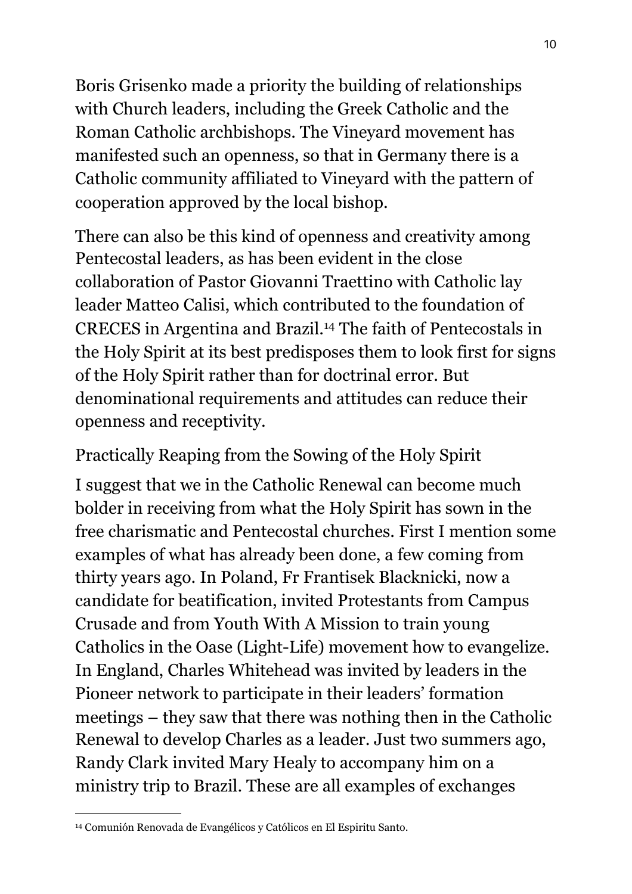Boris Grisenko made a priority the building of relationships with Church leaders, including the Greek Catholic and the Roman Catholic archbishops. The Vineyard movement has manifested such an openness, so that in Germany there is a Catholic community affiliated to Vineyard with the pattern of cooperation approved by the local bishop.

There can also be this kind of openness and creativity among Pentecostal leaders, as has been evident in the close collaboration of Pastor Giovanni Traettino with Catholic lay leader Matteo Calisi, which contributed to the foundation of CRECES in Argentina and Brazil.[14] The faith of Pentecostals in the Holy Spirit at its best predisposes them to look first for signs of the Holy Spirit rather than for doctrinal error. But denominational requirements and attitudes can reduce their openness and receptivity.

## Practically Reaping from the Sowing of the Holy Spirit

I suggest that we in the Catholic Renewal can become much bolder in receiving from what the Holy Spirit has sown in the free charismatic and Pentecostal churches. First I mention some examples of what has already been done, a few coming from thirty years ago. In Poland, Fr Frantisek Blacknicki, now a candidate for beatification, invited Protestants from Campus Crusade and from Youth With A Mission to train young Catholics in the Oase (Light-Life) movement how to evangelize. In England, Charles Whitehead was invited by leaders in the Pioneer network to participate in their leaders' formation meetings – they saw that there was nothing then in the Catholic Renewal to develop Charles as a leader. Just two summers ago, Randy Clark invited Mary Healy to accompany him on a ministry trip to Brazil. These are all examples of exchanges

---

[14] Comunión Renovada de Evangélicos y Católicos en El Espiritu Santo.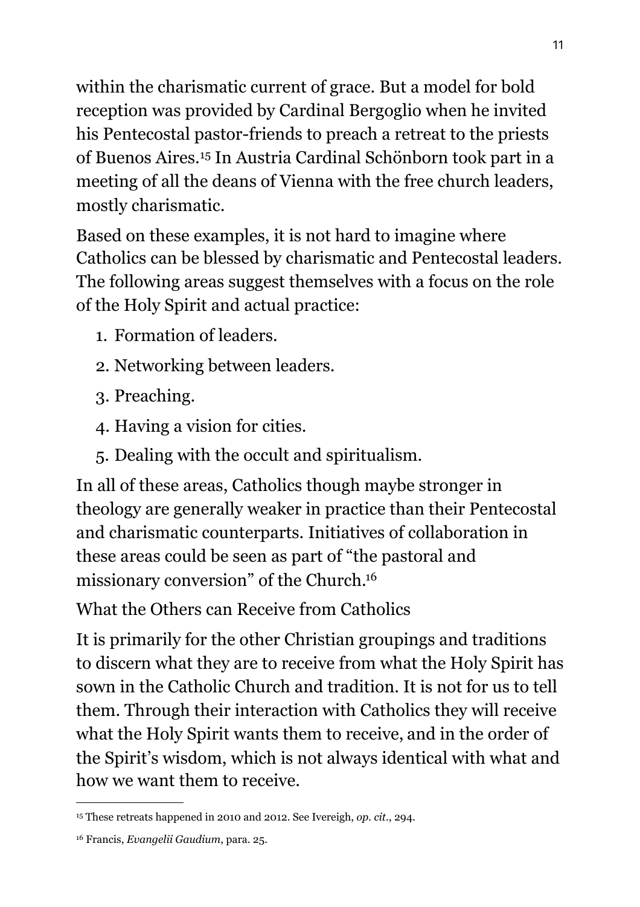within the charismatic current of grace. But a model for bold reception was provided by Cardinal Bergoglio when he invited his Pentecostal pastor-friends to preach a retreat to the priests of Buenos Aires.[15] In Austria Cardinal Schönborn took part in a meeting of all the deans of Vienna with the free church leaders, mostly charismatic.

Based on these examples, it is not hard to imagine where Catholics can be blessed by charismatic and Pentecostal leaders. The following areas suggest themselves with a focus on the role of the Holy Spirit and actual practice:

1. Formation of leaders.
2. Networking between leaders.
3. Preaching.
4. Having a vision for cities.
5. Dealing with the occult and spiritualism.

In all of these areas, Catholics though maybe stronger in theology are generally weaker in practice than their Pentecostal and charismatic counterparts. Initiatives of collaboration in these areas could be seen as part of "the pastoral and missionary conversion" of the Church.[16]

## What the Others can Receive from Catholics

It is primarily for the other Christian groupings and traditions to discern what they are to receive from what the Holy Spirit has sown in the Catholic Church and tradition. It is not for us to tell them. Through their interaction with Catholics they will receive what the Holy Spirit wants them to receive, and in the order of the Spirit's wisdom, which is not always identical with what and how we want them to receive.

---

[15] These retreats happened in 2010 and 2012. See Ivereigh, *op. cit*., 294.

[16] Francis, *Evangelii Gaudium*, para. 25.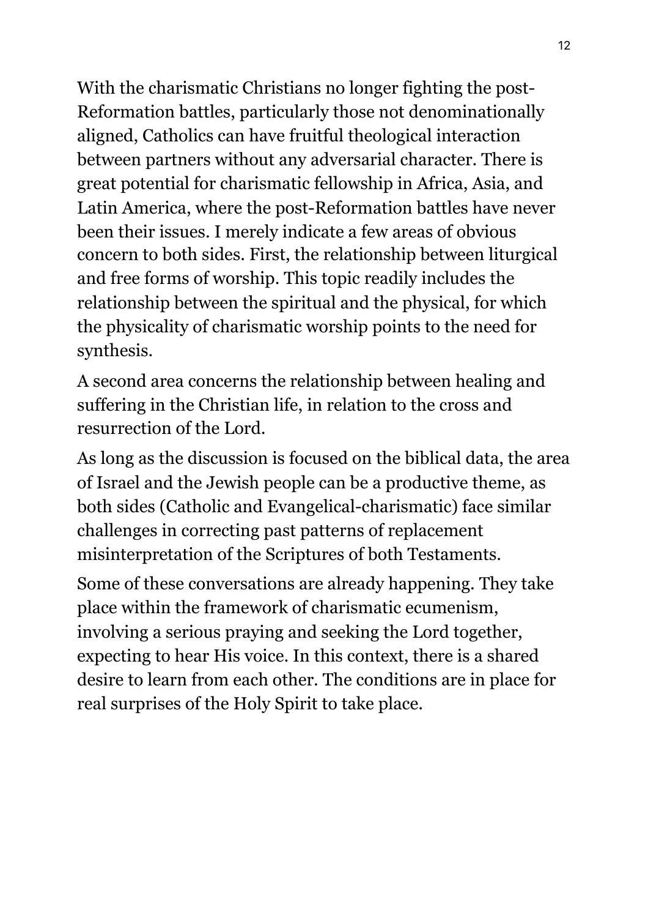With the charismatic Christians no longer fighting the post-Reformation battles, particularly those not denominationally aligned, Catholics can have fruitful theological interaction between partners without any adversarial character. There is great potential for charismatic fellowship in Africa, Asia, and Latin America, where the post-Reformation battles have never been their issues. I merely indicate a few areas of obvious concern to both sides. First, the relationship between liturgical and free forms of worship. This topic readily includes the relationship between the spiritual and the physical, for which the physicality of charismatic worship points to the need for synthesis.

A second area concerns the relationship between healing and suffering in the Christian life, in relation to the cross and resurrection of the Lord.

As long as the discussion is focused on the biblical data, the area of Israel and the Jewish people can be a productive theme, as both sides (Catholic and Evangelical-charismatic) face similar challenges in correcting past patterns of replacement misinterpretation of the Scriptures of both Testaments.

Some of these conversations are already happening. They take place within the framework of charismatic ecumenism, involving a serious praying and seeking the Lord together, expecting to hear His voice. In this context, there is a shared desire to learn from each other. The conditions are in place for real surprises of the Holy Spirit to take place.